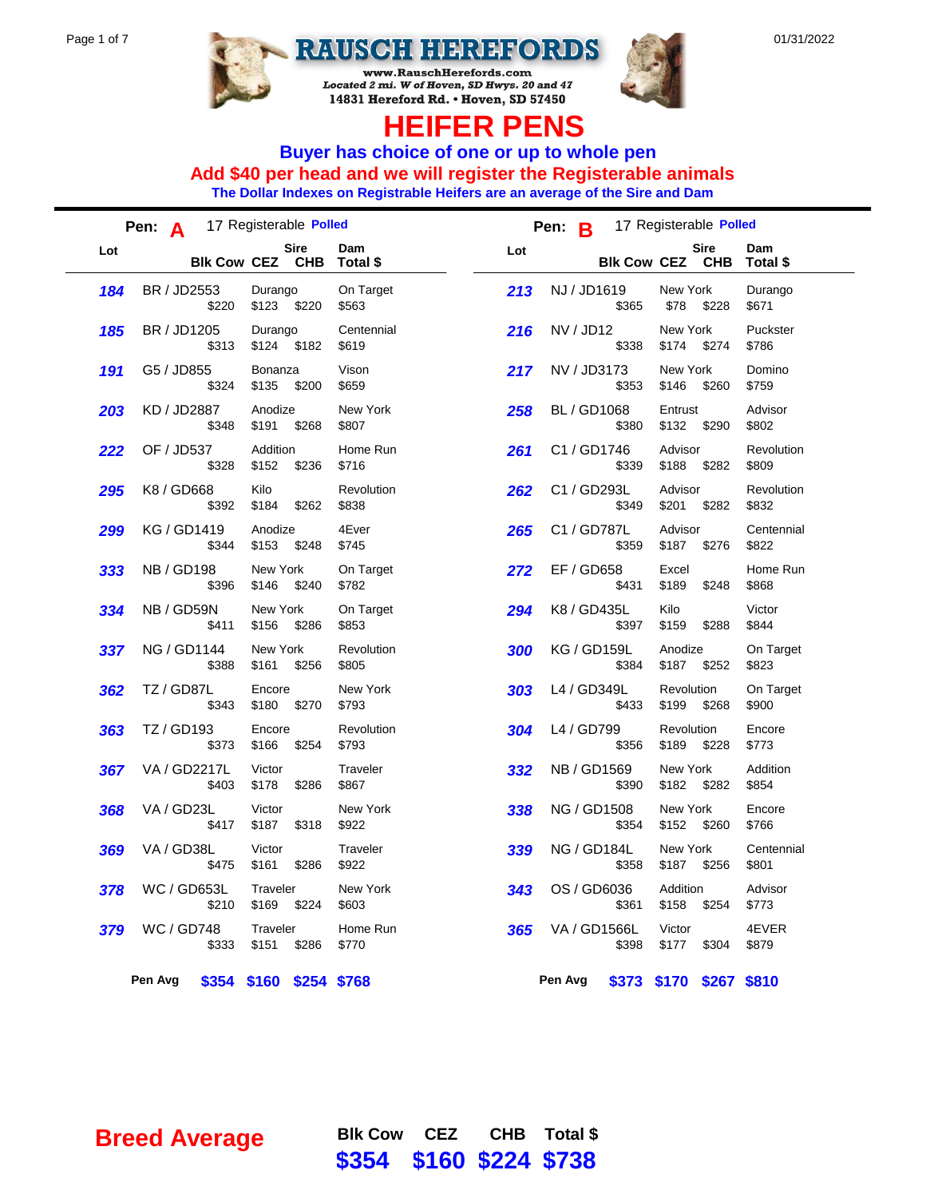# RAUSCH HEREFORDS

www.RauschHerefords.com
*Located 2 mi. W of Hoven, SD Hwys. 20 and 47*
14831 Hereford Rd. • Hoven, SD 57450

01/31/2022

# HEIFER PENS

## Buyer has choice of one or up to whole pen

## Add $40 per head and we will register the Registerable animals

### The Dollar Indexes on Registrable Heifers are an average of the Sire and Dam

**Pen: A** — 17 Registerable **Polled**

| Lot | ID | Blk Cow | Sire | CEZ | CHB | Dam | Total $ |
|---|---|---|---|---|---|---|---|
| 184 | BR / JD2553 | $220 | Durango | $123 | $220 | On Target | $563 |
| 185 | BR / JD1205 | $313 | Durango | $124 | $182 | Centennial | $619 |
| 191 | G5 / JD855 | $324 | Bonanza | $135 | $200 | Vison | $659 |
| 203 | KD / JD2887 | $348 | Anodize | $191 | $268 | New York | $807 |
| 222 | OF / JD537 | $328 | Addition | $152 | $236 | Home Run | $716 |
| 295 | K8 / GD668 | $392 | Kilo | $184 | $262 | Revolution | $838 |
| 299 | KG / GD1419 | $344 | Anodize | $153 | $248 | 4Ever | $745 |
| 333 | NB / GD198 | $396 | New York | $146 | $240 | On Target | $782 |
| 334 | NB / GD59N | $411 | New York | $156 | $286 | On Target | $853 |
| 337 | NG / GD1144 | $388 | New York | $161 | $256 | Revolution | $805 |
| 362 | TZ / GD87L | $343 | Encore | $180 | $270 | New York | $793 |
| 363 | TZ / GD193 | $373 | Encore | $166 | $254 | Revolution | $793 |
| 367 | VA / GD2217L | $403 | Victor | $178 | $286 | Traveler | $867 |
| 368 | VA / GD23L | $417 | Victor | $187 | $318 | New York | $922 |
| 369 | VA / GD38L | $475 | Victor | $161 | $286 | Traveler | $922 |
| 378 | WC / GD653L | $210 | Traveler | $169 | $224 | New York | $603 |
| 379 | WC / GD748 | $333 | Traveler | $151 | $286 | Home Run | $770 |
| **Pen Avg** | | **$354** | | **$160** | **$254** | | **$768** |

**Pen: B** — 17 Registerable **Polled**

| Lot | ID | Blk Cow | Sire | CEZ | CHB | Dam | Total $ |
|---|---|---|---|---|---|---|---|
| 213 | NJ / JD1619 | $365 | New York | $78 | $228 | Durango | $671 |
| 216 | NV / JD12 | $338 | New York | $174 | $274 | Puckster | $786 |
| 217 | NV / JD3173 | $353 | New York | $146 | $260 | Domino | $759 |
| 258 | BL / GD1068 | $380 | Entrust | $132 | $290 | Advisor | $802 |
| 261 | C1 / GD1746 | $339 | Advisor | $188 | $282 | Revolution | $809 |
| 262 | C1 / GD293L | $349 | Advisor | $201 | $282 | Revolution | $832 |
| 265 | C1 / GD787L | $359 | Advisor | $187 | $276 | Centennial | $822 |
| 272 | EF / GD658 | $431 | Excel | $189 | $248 | Home Run | $868 |
| 294 | K8 / GD435L | $397 | Kilo | $159 | $288 | Victor | $844 |
| 300 | KG / GD159L | $384 | Anodize | $187 | $252 | On Target | $823 |
| 303 | L4 / GD349L | $433 | Revolution | $199 | $268 | On Target | $900 |
| 304 | L4 / GD799 | $356 | Revolution | $189 | $228 | Encore | $773 |
| 332 | NB / GD1569 | $390 | New York | $182 | $282 | Addition | $854 |
| 338 | NG / GD1508 | $354 | New York | $152 | $260 | Encore | $766 |
| 339 | NG / GD184L | $358 | New York | $187 | $256 | Centennial | $801 |
| 343 | OS / GD6036 | $361 | Addition | $158 | $254 | Advisor | $773 |
| 365 | VA / GD1566L | $398 | Victor | $177 | $304 | 4EVER | $879 |
| **Pen Avg** | | **$373** | | **$170** | **$267** | | **$810** |

**Breed Average**

| Blk Cow | CEZ | CHB | Total $ |
|---|---|---|---|
| $354 | $160 | $224 | $738 |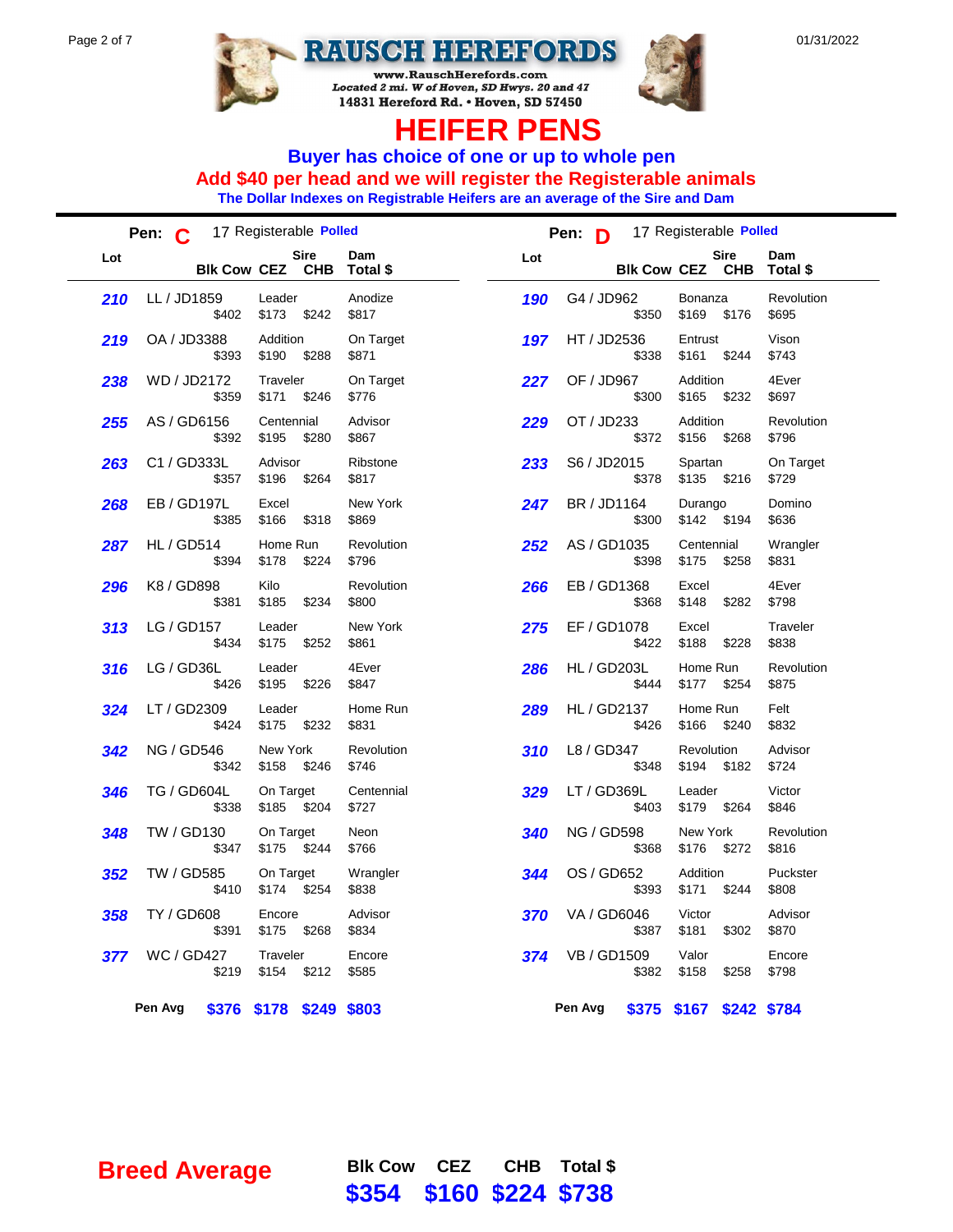# RAUSCH HEREFORDS

www.RauschHerefords.com
Located 2 mi. W of Hoven, SD Hwys. 20 and 47
14831 Hereford Rd. • Hoven, SD 57450

01/31/2022

# HEIFER PENS

**Buyer has choice of one or up to whole pen**

**Add $40 per head and we will register the Registerable animals**

**The Dollar Indexes on Registrable Heifers are an average of the Sire and Dam**

## Pen: C — 17 Registerable Polled

| Lot | ID | Sire | Dam | Blk Cow | CEZ | CHB | Total $ |
|---|---|---|---|---|---|---|---|
| 210 | LL / JD1859 | Leader | Anodize | $402 | $173 | $242 | $817 |
| 219 | OA / JD3388 | Addition | On Target | $393 | $190 | $288 | $871 |
| 238 | WD / JD2172 | Traveler | On Target | $359 | $171 | $246 | $776 |
| 255 | AS / GD6156 | Centennial | Advisor | $392 | $195 | $280 | $867 |
| 263 | C1 / GD333L | Advisor | Ribstone | $357 | $196 | $264 | $817 |
| 268 | EB / GD197L | Excel | New York | $385 | $166 | $318 | $869 |
| 287 | HL / GD514 | Home Run | Revolution | $394 | $178 | $224 | $796 |
| 296 | K8 / GD898 | Kilo | Revolution | $381 | $185 | $234 | $800 |
| 313 | LG / GD157 | Leader | New York | $434 | $175 | $252 | $861 |
| 316 | LG / GD36L | Leader | 4Ever | $426 | $195 | $226 | $847 |
| 324 | LT / GD2309 | Leader | Home Run | $424 | $175 | $232 | $831 |
| 342 | NG / GD546 | New York | Revolution | $342 | $158 | $246 | $746 |
| 346 | TG / GD604L | On Target | Centennial | $338 | $185 | $204 | $727 |
| 348 | TW / GD130 | On Target | Neon | $347 | $175 | $244 | $766 |
| 352 | TW / GD585 | On Target | Wrangler | $410 | $174 | $254 | $838 |
| 358 | TY / GD608 | Encore | Advisor | $391 | $175 | $268 | $834 |
| 377 | WC / GD427 | Traveler | Encore | $219 | $154 | $212 | $585 |
| **Pen Avg** | | | | **$376** | **$178** | **$249** | **$803** |

## Pen: D — 17 Registerable Polled

| Lot | ID | Sire | Dam | Blk Cow | CEZ | CHB | Total $ |
|---|---|---|---|---|---|---|---|
| 190 | G4 / JD962 | Bonanza | Revolution | $350 | $169 | $176 | $695 |
| 197 | HT / JD2536 | Entrust | Vison | $338 | $161 | $244 | $743 |
| 227 | OF / JD967 | Addition | 4Ever | $300 | $165 | $232 | $697 |
| 229 | OT / JD233 | Addition | Revolution | $372 | $156 | $268 | $796 |
| 233 | S6 / JD2015 | Spartan | On Target | $378 | $135 | $216 | $729 |
| 247 | BR / JD1164 | Durango | Domino | $300 | $142 | $194 | $636 |
| 252 | AS / GD1035 | Centennial | Wrangler | $398 | $175 | $258 | $831 |
| 266 | EB / GD1368 | Excel | 4Ever | $368 | $148 | $282 | $798 |
| 275 | EF / GD1078 | Excel | Traveler | $422 | $188 | $228 | $838 |
| 286 | HL / GD203L | Home Run | Revolution | $444 | $177 | $254 | $875 |
| 289 | HL / GD2137 | Home Run | Felt | $426 | $166 | $240 | $832 |
| 310 | L8 / GD347 | Revolution | Advisor | $348 | $194 | $182 | $724 |
| 329 | LT / GD369L | Leader | Victor | $403 | $179 | $264 | $846 |
| 340 | NG / GD598 | New York | Revolution | $368 | $176 | $272 | $816 |
| 344 | OS / GD652 | Addition | Puckster | $393 | $171 | $244 | $808 |
| 370 | VA / GD6046 | Victor | Advisor | $387 | $181 | $302 | $870 |
| 374 | VB / GD1509 | Valor | Encore | $382 | $158 | $258 | $798 |
| **Pen Avg** | | | | **$375** | **$167** | **$242** | **$784** |

## Breed Average

| Blk Cow | CEZ | CHB | Total $ |
|---|---|---|---|
| $354 | $160 | $224 | $738 |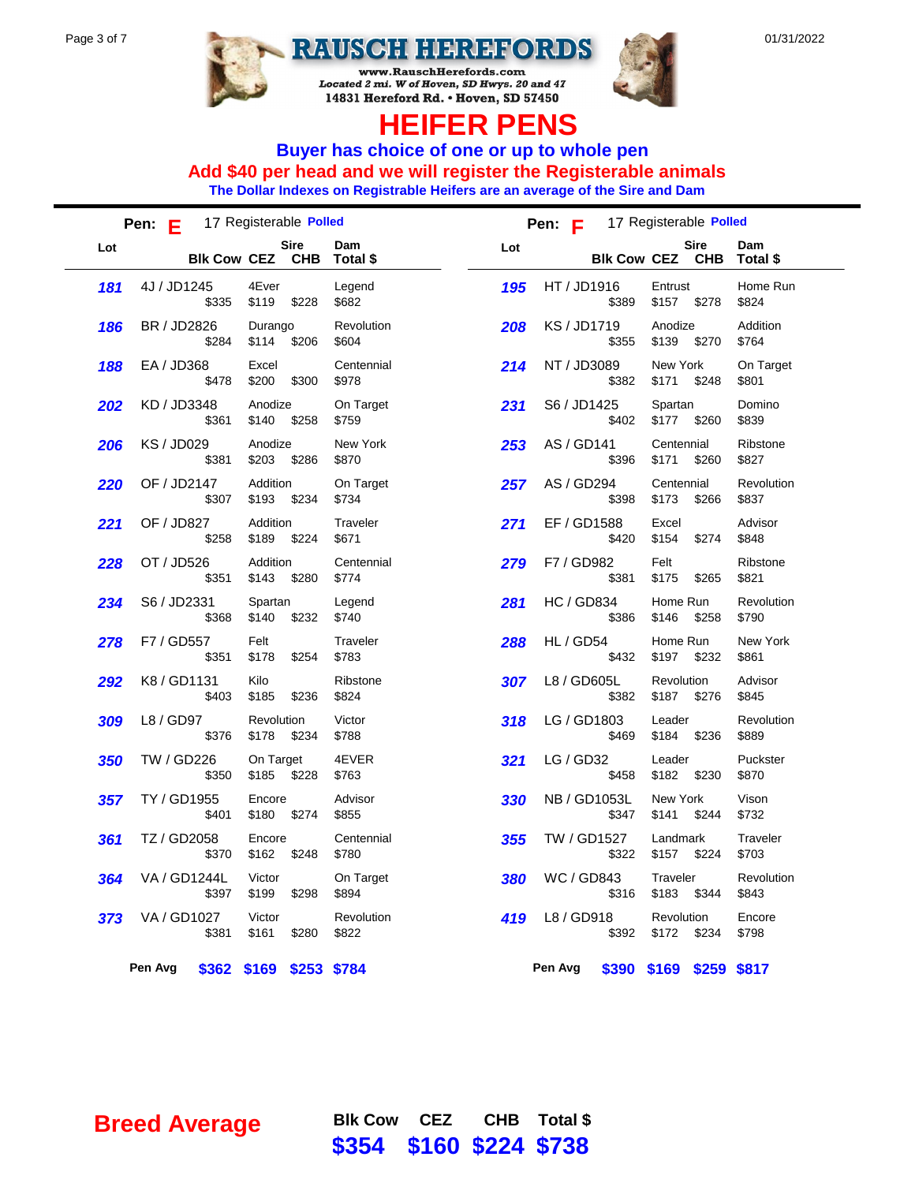# RAUSCH HEREFORDS

www.RauschHerefords.com
*Located 2 mi. W of Hoven, SD Hwys. 20 and 47*
14831 Hereford Rd. • Hoven, SD 57450

## HEIFER PENS

### Buyer has choice of one or up to whole pen

### Add $40 per head and we will register the Registerable animals

**The Dollar Indexes on Registrable Heifers are an average of the Sire and Dam**

### Pen: E — 17 Registerable Polled

| Lot | ID | Blk Cow | Sire | CEZ | CHB | Dam | Total $ |
|---|---|---|---|---|---|---|---|
| 181 | 4J / JD1245 | $335 | 4Ever | $119 | $228 | Legend | $682 |
| 186 | BR / JD2826 | $284 | Durango | $114 | $206 | Revolution | $604 |
| 188 | EA / JD368 | $478 | Excel | $200 | $300 | Centennial | $978 |
| 202 | KD / JD3348 | $361 | Anodize | $140 | $258 | On Target | $759 |
| 206 | KS / JD029 | $381 | Anodize | $203 | $286 | New York | $870 |
| 220 | OF / JD2147 | $307 | Addition | $193 | $234 | On Target | $734 |
| 221 | OF / JD827 | $258 | Addition | $189 | $224 | Traveler | $671 |
| 228 | OT / JD526 | $351 | Addition | $143 | $280 | Centennial | $774 |
| 234 | S6 / JD2331 | $368 | Spartan | $140 | $232 | Legend | $740 |
| 278 | F7 / GD557 | $351 | Felt | $178 | $254 | Traveler | $783 |
| 292 | K8 / GD1131 | $403 | Kilo | $185 | $236 | Ribstone | $824 |
| 309 | L8 / GD97 | $376 | Revolution | $178 | $234 | Victor | $788 |
| 350 | TW / GD226 | $350 | On Target | $185 | $228 | 4EVER | $763 |
| 357 | TY / GD1955 | $401 | Encore | $180 | $274 | Advisor | $855 |
| 361 | TZ / GD2058 | $370 | Encore | $162 | $248 | Centennial | $780 |
| 364 | VA / GD1244L | $397 | Victor | $199 | $298 | On Target | $894 |
| 373 | VA / GD1027 | $381 | Victor | $161 | $280 | Revolution | $822 |
| **Pen Avg** | | **$362** | | **$169** | **$253** | | **$784** |

### Pen: F — 17 Registerable Polled

| Lot | ID | Blk Cow | Sire | CEZ | CHB | Dam | Total $ |
|---|---|---|---|---|---|---|---|
| 195 | HT / JD1916 | $389 | Entrust | $157 | $278 | Home Run | $824 |
| 208 | KS / JD1719 | $355 | Anodize | $139 | $270 | Addition | $764 |
| 214 | NT / JD3089 | $382 | New York | $171 | $248 | On Target | $801 |
| 231 | S6 / JD1425 | $402 | Spartan | $177 | $260 | Domino | $839 |
| 253 | AS / GD141 | $396 | Centennial | $171 | $260 | Ribstone | $827 |
| 257 | AS / GD294 | $398 | Centennial | $173 | $266 | Revolution | $837 |
| 271 | EF / GD1588 | $420 | Excel | $154 | $274 | Advisor | $848 |
| 279 | F7 / GD982 | $381 | Felt | $175 | $265 | Ribstone | $821 |
| 281 | HC / GD834 | $386 | Home Run | $146 | $258 | Revolution | $790 |
| 288 | HL / GD54 | $432 | Home Run | $197 | $232 | New York | $861 |
| 307 | L8 / GD605L | $382 | Revolution | $187 | $276 | Advisor | $845 |
| 318 | LG / GD1803 | $469 | Leader | $184 | $236 | Revolution | $889 |
| 321 | LG / GD32 | $458 | Leader | $182 | $230 | Puckster | $870 |
| 330 | NB / GD1053L | $347 | New York | $141 | $244 | Vison | $732 |
| 355 | TW / GD1527 | $322 | Landmark | $157 | $224 | Traveler | $703 |
| 380 | WC / GD843 | $316 | Traveler | $183 | $344 | Revolution | $843 |
| 419 | L8 / GD918 | $392 | Revolution | $172 | $234 | Encore | $798 |
| **Pen Avg** | | **$390** | | **$169** | **$259** | | **$817** |

## Breed Average

| Blk Cow | CEZ | CHB | Total $ |
|---|---|---|---|
| $354 | $160 | $224 | $738 |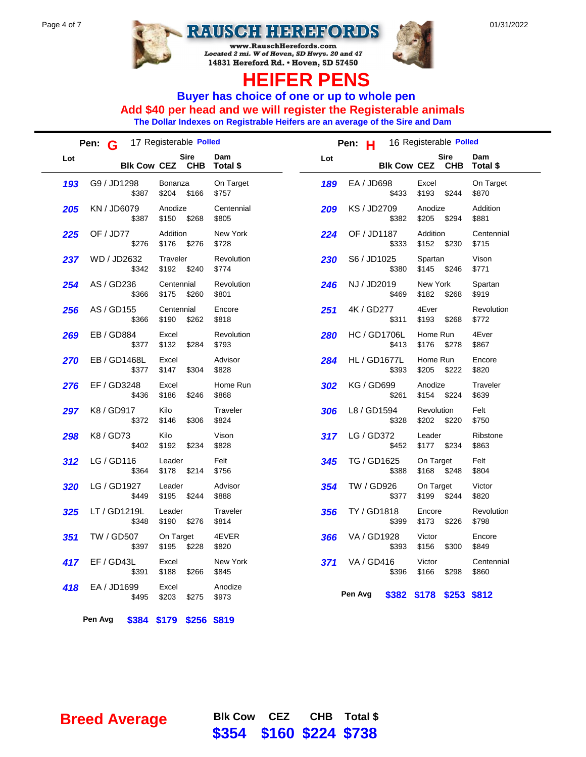# RAUSCH HEREFORDS

www.RauschHerefords.com
Located 2 mi. W of Hoven, SD Hwys. 20 and 47
14831 Hereford Rd. • Hoven, SD 57450

01/31/2022

# HEIFER PENS

## Buyer has choice of one or up to whole pen

## Add $40 per head and we will register the Registerable animals

### The Dollar Indexes on Registrable Heifers are an average of the Sire and Dam

**Pen: G** — 17 Registerable **Polled**

| Lot | ID | Sire | Dam | Blk Cow | CEZ | CHB | Total $ |
|---|---|---|---|---|---|---|---|
| 193 | G9 / JD1298 | Bonanza | On Target | $387 | $204 | $166 | $757 |
| 205 | KN / JD6079 | Anodize | Centennial | $387 | $150 | $268 | $805 |
| 225 | OF / JD77 | Addition | New York | $276 | $176 | $276 | $728 |
| 237 | WD / JD2632 | Traveler | Revolution | $342 | $192 | $240 | $774 |
| 254 | AS / GD236 | Centennial | Revolution | $366 | $175 | $260 | $801 |
| 256 | AS / GD155 | Centennial | Encore | $366 | $190 | $262 | $818 |
| 269 | EB / GD884 | Excel | Revolution | $377 | $132 | $284 | $793 |
| 270 | EB / GD1468L | Excel | Advisor | $377 | $147 | $304 | $828 |
| 276 | EF / GD3248 | Excel | Home Run | $436 | $186 | $246 | $868 |
| 297 | K8 / GD917 | Kilo | Traveler | $372 | $146 | $306 | $824 |
| 298 | K8 / GD73 | Kilo | Vison | $402 | $192 | $234 | $828 |
| 312 | LG / GD116 | Leader | Felt | $364 | $178 | $214 | $756 |
| 320 | LG / GD1927 | Leader | Advisor | $449 | $195 | $244 | $888 |
| 325 | LT / GD1219L | Leader | Traveler | $348 | $190 | $276 | $814 |
| 351 | TW / GD507 | On Target | 4EVER | $397 | $195 | $228 | $820 |
| 417 | EF / GD43L | Excel | New York | $391 | $188 | $266 | $845 |
| 418 | EA / JD1699 | Excel | Anodize | $495 | $203 | $275 | $973 |
| **Pen Avg** | | | | **$384** | **$179** | **$256** | **$819** |

**Pen: H** — 16 Registerable **Polled**

| Lot | ID | Sire | Dam | Blk Cow | CEZ | CHB | Total $ |
|---|---|---|---|---|---|---|---|
| 189 | EA / JD698 | Excel | On Target | $433 | $193 | $244 | $870 |
| 209 | KS / JD2709 | Anodize | Addition | $382 | $205 | $294 | $881 |
| 224 | OF / JD1187 | Addition | Centennial | $333 | $152 | $230 | $715 |
| 230 | S6 / JD1025 | Spartan | Vison | $380 | $145 | $246 | $771 |
| 246 | NJ / JD2019 | New York | Spartan | $469 | $182 | $268 | $919 |
| 251 | 4K / GD277 | 4Ever | Revolution | $311 | $193 | $268 | $772 |
| 280 | HC / GD1706L | Home Run | 4Ever | $413 | $176 | $278 | $867 |
| 284 | HL / GD1677L | Home Run | Encore | $393 | $205 | $222 | $820 |
| 302 | KG / GD699 | Anodize | Traveler | $261 | $154 | $224 | $639 |
| 306 | L8 / GD1594 | Revolution | Felt | $328 | $202 | $220 | $750 |
| 317 | LG / GD372 | Leader | Ribstone | $452 | $177 | $234 | $863 |
| 345 | TG / GD1625 | On Target | Felt | $388 | $168 | $248 | $804 |
| 354 | TW / GD926 | On Target | Victor | $377 | $199 | $244 | $820 |
| 356 | TY / GD1818 | Encore | Revolution | $399 | $173 | $226 | $798 |
| 366 | VA / GD1928 | Victor | Encore | $393 | $156 | $300 | $849 |
| 371 | VA / GD416 | Victor | Centennial | $396 | $166 | $298 | $860 |
| **Pen Avg** | | | | **$382** | **$178** | **$253** | **$812** |

## Breed Average

| Blk Cow | CEZ | CHB | Total $ |
|---|---|---|---|
| $354 | $160 | $224 | $738 |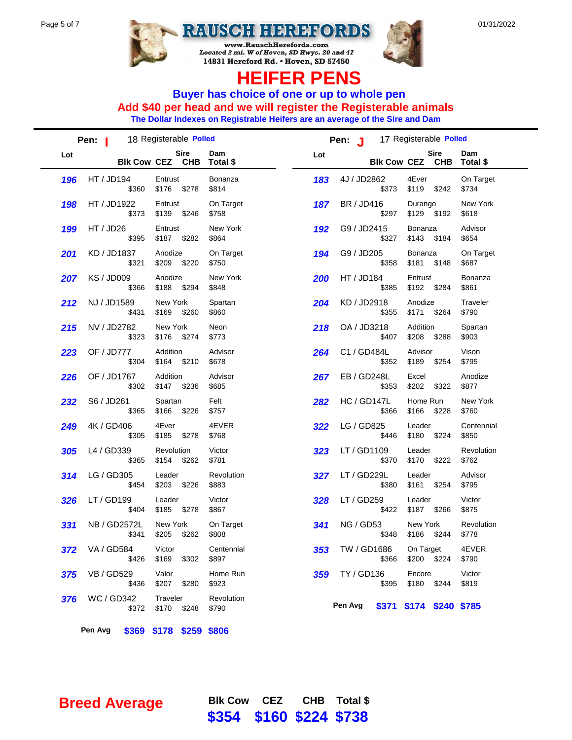# RAUSCH HEREFORDS

www.RauschHerefords.com
*Located 2 mi. W of Hoven, SD Hwys. 20 and 47*
14831 Hereford Rd. • Hoven, SD 57450

01/31/2022

# HEIFER PENS

## Buyer has choice of one or up to whole pen

## Add $40 per head and we will register the Registerable animals

**The Dollar Indexes on Registrable Heifers are an average of the Sire and Dam**

### Pen: I — 18 Registerable **Polled**

| Lot | ID | Sire | Dam | Blk Cow | CEZ | CHB | Total $ |
|---|---|---|---|---|---|---|---|
| 196 | HT / JD194 | Entrust | Bonanza | $360 | $176 | $278 | $814 |
| 198 | HT / JD1922 | Entrust | On Target | $373 | $139 | $246 | $758 |
| 199 | HT / JD26 | Entrust | New York | $395 | $187 | $282 | $864 |
| 201 | KD / JD1837 | Anodize | On Target | $321 | $209 | $220 | $750 |
| 207 | KS / JD009 | Anodize | New York | $366 | $188 | $294 | $848 |
| 212 | NJ / JD1589 | New York | Spartan | $431 | $169 | $260 | $860 |
| 215 | NV / JD2782 | New York | Neon | $323 | $176 | $274 | $773 |
| 223 | OF / JD777 | Addition | Advisor | $304 | $164 | $210 | $678 |
| 226 | OF / JD1767 | Addition | Advisor | $302 | $147 | $236 | $685 |
| 232 | S6 / JD261 | Spartan | Felt | $365 | $166 | $226 | $757 |
| 249 | 4K / GD406 | 4Ever | 4EVER | $305 | $185 | $278 | $768 |
| 305 | L4 / GD339 | Revolution | Victor | $365 | $154 | $262 | $781 |
| 314 | LG / GD305 | Leader | Revolution | $454 | $203 | $226 | $883 |
| 326 | LT / GD199 | Leader | Victor | $404 | $185 | $278 | $867 |
| 331 | NB / GD2572L | New York | On Target | $341 | $205 | $262 | $808 |
| 372 | VA / GD584 | Victor | Centennial | $426 | $169 | $302 | $897 |
| 375 | VB / GD529 | Valor | Home Run | $436 | $207 | $280 | $923 |
| 376 | WC / GD342 | Traveler | Revolution | $372 | $170 | $248 | $790 |
| **Pen Avg** | | | | **$369** | **$178** | **$259** | **$806** |

### Pen: J — 17 Registerable **Polled**

| Lot | ID | Sire | Dam | Blk Cow | CEZ | CHB | Total $ |
|---|---|---|---|---|---|---|---|
| 183 | 4J / JD2862 | 4Ever | On Target | $373 | $119 | $242 | $734 |
| 187 | BR / JD416 | Durango | New York | $297 | $129 | $192 | $618 |
| 192 | G9 / JD2415 | Bonanza | Advisor | $327 | $143 | $184 | $654 |
| 194 | G9 / JD205 | Bonanza | On Target | $358 | $181 | $148 | $687 |
| 200 | HT / JD184 | Entrust | Bonanza | $385 | $192 | $284 | $861 |
| 204 | KD / JD2918 | Anodize | Traveler | $355 | $171 | $264 | $790 |
| 218 | OA / JD3218 | Addition | Spartan | $407 | $208 | $288 | $903 |
| 264 | C1 / GD484L | Advisor | Vison | $352 | $189 | $254 | $795 |
| 267 | EB / GD248L | Excel | Anodize | $353 | $202 | $322 | $877 |
| 282 | HC / GD147L | Home Run | New York | $366 | $166 | $228 | $760 |
| 322 | LG / GD825 | Leader | Centennial | $446 | $180 | $224 | $850 |
| 323 | LT / GD1109 | Leader | Revolution | $370 | $170 | $222 | $762 |
| 327 | LT / GD229L | Leader | Advisor | $380 | $161 | $254 | $795 |
| 328 | LT / GD259 | Leader | Victor | $422 | $187 | $266 | $875 |
| 341 | NG / GD53 | New York | Revolution | $348 | $186 | $244 | $778 |
| 353 | TW / GD1686 | On Target | 4EVER | $366 | $200 | $224 | $790 |
| 359 | TY / GD136 | Encore | Victor | $395 | $180 | $244 | $819 |
| **Pen Avg** | | | | **$371** | **$174** | **$240** | **$785** |

## Breed Average

| Blk Cow | CEZ | CHB | Total $ |
|---|---|---|---|
| $354 | $160 | $224 | $738 |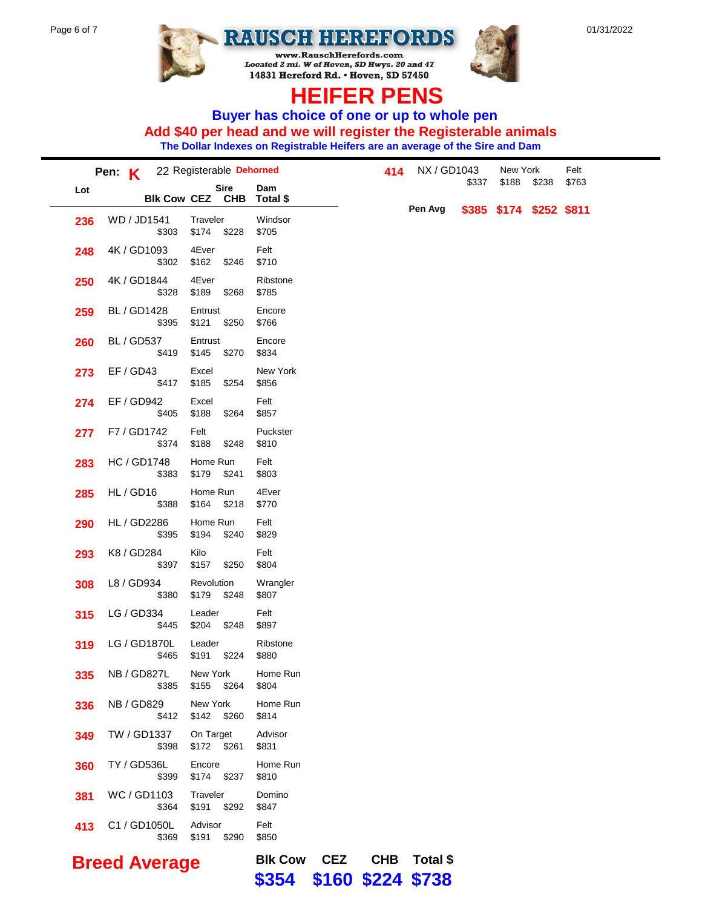# RAUSCH HEREFORDS

www.RauschHerefords.com
*Located 2 mi. W of Hoven, SD Hwys. 20 and 47*
14831 Hereford Rd. • Hoven, SD 57450

# HEIFER PENS

## Buyer has choice of one or up to whole pen

## Add $40 per head and we will register the Registerable animals

### The Dollar Indexes on Registrable Heifers are an average of the Sire and Dam

**Pen: K** 22 Registerable **Dehorned**

| Lot | ID | Sire | Dam | Blk Cow | CEZ | CHB | Total $ |
|---|---|---|---|---|---|---|---|
| 236 | WD / JD1541 | Traveler | Windsor | $303 | $174 | $228 | $705 |
| 248 | 4K / GD1093 | 4Ever | Felt | $302 | $162 | $246 | $710 |
| 250 | 4K / GD1844 | 4Ever | Ribstone | $328 | $189 | $268 | $785 |
| 259 | BL / GD1428 | Entrust | Encore | $395 | $121 | $250 | $766 |
| 260 | BL / GD537 | Entrust | Encore | $419 | $145 | $270 | $834 |
| 273 | EF / GD43 | Excel | New York | $417 | $185 | $254 | $856 |
| 274 | EF / GD942 | Excel | Felt | $405 | $188 | $264 | $857 |
| 277 | F7 / GD1742 | Felt | Puckster | $374 | $188 | $248 | $810 |
| 283 | HC / GD1748 | Home Run | Felt | $383 | $179 | $241 | $803 |
| 285 | HL / GD16 | Home Run | 4Ever | $388 | $164 | $218 | $770 |
| 290 | HL / GD2286 | Home Run | Felt | $395 | $194 | $240 | $829 |
| 293 | K8 / GD284 | Kilo | Felt | $397 | $157 | $250 | $804 |
| 308 | L8 / GD934 | Revolution | Wrangler | $380 | $179 | $248 | $807 |
| 315 | LG / GD334 | Leader | Felt | $445 | $204 | $248 | $897 |
| 319 | LG / GD1870L | Leader | Ribstone | $465 | $191 | $224 | $880 |
| 335 | NB / GD827L | New York | Home Run | $385 | $155 | $264 | $804 |
| 336 | NB / GD829 | New York | Home Run | $412 | $142 | $260 | $814 |
| 349 | TW / GD1337 | On Target | Advisor | $398 | $172 | $261 | $831 |
| 360 | TY / GD536L | Encore | Home Run | $399 | $174 | $237 | $810 |
| 381 | WC / GD1103 | Traveler | Domino | $364 | $191 | $292 | $847 |
| 413 | C1 / GD1050L | Advisor | Felt | $369 | $191 | $290 | $850 |
| 414 | NX / GD1043 | New York | Felt | $337 | $188 | $238 | $763 |
| **Pen Avg** | | | | **$385** | **$174** | **$252** | **$811** |

**Breed Average**

| Blk Cow | CEZ | CHB | Total $ |
|---|---|---|---|
| $354 | $160 | $224 | $738 |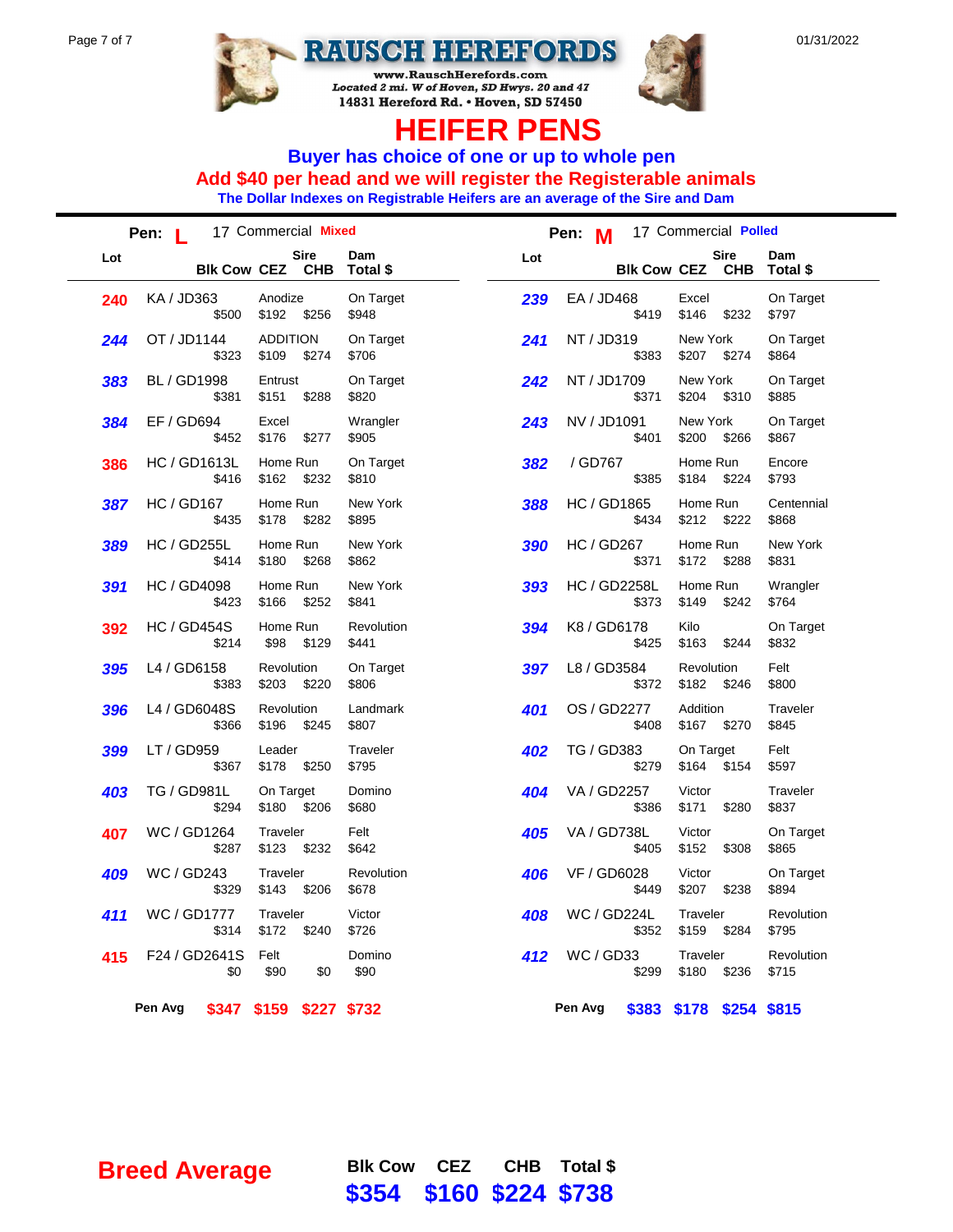# RAUSCH HEREFORDS

www.RauschHerefords.com
*Located 2 mi. W of Hoven, SD Hwys. 20 and 47*
14831 Hereford Rd. • Hoven, SD 57450

01/31/2022

# HEIFER PENS

## Buyer has choice of one or up to whole pen

### Add $40 per head and we will register the Registerable animals

The Dollar Indexes on Registrable Heifers are an average of the Sire and Dam

**Pen: L** — 17 Commercial **Mixed**

| Lot | ID | Blk Cow | Sire | CEZ | CHB | Dam | Total $ |
|---|---|---|---|---|---|---|---|
| 240 | KA / JD363 | $500 | Anodize | $192 | $256 | On Target | $948 |
| 244 | OT / JD1144 | $323 | ADDITION | $109 | $274 | On Target | $706 |
| 383 | BL / GD1998 | $381 | Entrust | $151 | $288 | On Target | $820 |
| 384 | EF / GD694 | $452 | Excel | $176 | $277 | Wrangler | $905 |
| 386 | HC / GD1613L | $416 | Home Run | $162 | $232 | On Target | $810 |
| 387 | HC / GD167 | $435 | Home Run | $178 | $282 | New York | $895 |
| 389 | HC / GD255L | $414 | Home Run | $180 | $268 | New York | $862 |
| 391 | HC / GD4098 | $423 | Home Run | $166 | $252 | New York | $841 |
| 392 | HC / GD454S | $214 | Home Run | $98 | $129 | Revolution | $441 |
| 395 | L4 / GD6158 | $383 | Revolution | $203 | $220 | On Target | $806 |
| 396 | L4 / GD6048S | $366 | Revolution | $196 | $245 | Landmark | $807 |
| 399 | LT / GD959 | $367 | Leader | $178 | $250 | Traveler | $795 |
| 403 | TG / GD981L | $294 | On Target | $180 | $206 | Domino | $680 |
| 407 | WC / GD1264 | $287 | Traveler | $123 | $232 | Felt | $642 |
| 409 | WC / GD243 | $329 | Traveler | $143 | $206 | Revolution | $678 |
| 411 | WC / GD1777 | $314 | Traveler | $172 | $240 | Victor | $726 |
| 415 | F24 / GD2641S | $0 | Felt | $90 | $0 | Domino | $90 |
| **Pen Avg** | | **$347** | | **$159** | **$227** | | **$732** |

**Pen: M** — 17 Commercial **Polled**

| Lot | ID | Blk Cow | Sire | CEZ | CHB | Dam | Total $ |
|---|---|---|---|---|---|---|---|
| 239 | EA / JD468 | $419 | Excel | $146 | $232 | On Target | $797 |
| 241 | NT / JD319 | $383 | New York | $207 | $274 | On Target | $864 |
| 242 | NT / JD1709 | $371 | New York | $204 | $310 | On Target | $885 |
| 243 | NV / JD1091 | $401 | New York | $200 | $266 | On Target | $867 |
| 382 | / GD767 | $385 | Home Run | $184 | $224 | Encore | $793 |
| 388 | HC / GD1865 | $434 | Home Run | $212 | $222 | Centennial | $868 |
| 390 | HC / GD267 | $371 | Home Run | $172 | $288 | New York | $831 |
| 393 | HC / GD2258L | $373 | Home Run | $149 | $242 | Wrangler | $764 |
| 394 | K8 / GD6178 | $425 | Kilo | $163 | $244 | On Target | $832 |
| 397 | L8 / GD3584 | $372 | Revolution | $182 | $246 | Felt | $800 |
| 401 | OS / GD2277 | $408 | Addition | $167 | $270 | Traveler | $845 |
| 402 | TG / GD383 | $279 | On Target | $164 | $154 | Felt | $597 |
| 404 | VA / GD2257 | $386 | Victor | $171 | $280 | Traveler | $837 |
| 405 | VA / GD738L | $405 | Victor | $152 | $308 | On Target | $865 |
| 406 | VF / GD6028 | $449 | Victor | $207 | $238 | On Target | $894 |
| 408 | WC / GD224L | $352 | Traveler | $159 | $284 | Revolution | $795 |
| 412 | WC / GD33 | $299 | Traveler | $180 | $236 | Revolution | $715 |
| **Pen Avg** | | **$383** | | **$178** | **$254** | | **$815** |

## Breed Average

| Blk Cow | CEZ | CHB | Total $ |
|---|---|---|---|
| **$354** | **$160** | **$224** | **$738** |